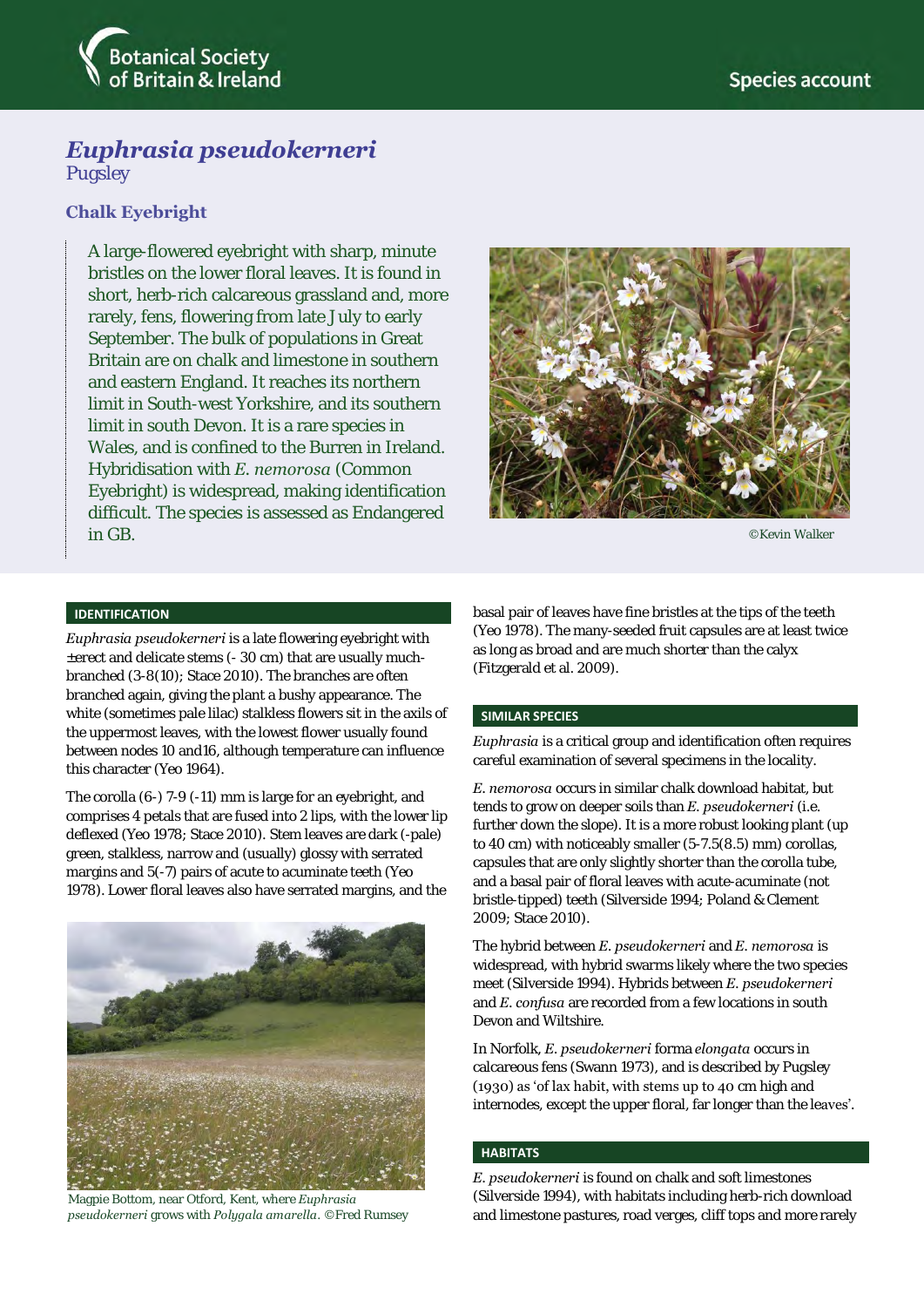Botanical Society of Britain & Ireland

Species account

# *Euphrasia pseudokerneri*
Pugsley

## Chalk Eyebright

A large-flowered eyebright with sharp, minute bristles on the lower floral leaves. It is found in short, herb-rich calcareous grassland and, more rarely, fens, flowering from late July to early September. The bulk of populations in Great Britain are on chalk and limestone in southern and eastern England. It reaches its northern limit in South-west Yorkshire, and its southern limit in south Devon. It is a rare species in Wales, and is confined to the Burren in Ireland. Hybridisation with *E. nemorosa* (Common Eyebright) is widespread, making identification difficult. The species is assessed as Endangered in GB.

©Kevin Walker

### IDENTIFICATION

*Euphrasia pseudokerneri* is a late flowering eyebright with ±erect and delicate stems (- 30 cm) that are usually much-branched (3-8(10); Stace 2010). The branches are often branched again, giving the plant a bushy appearance. The white (sometimes pale lilac) stalkless flowers sit in the axils of the uppermost leaves, with the lowest flower usually found between nodes 10 and16, although temperature can influence this character (Yeo 1964).

The corolla (6-) 7-9 (-11) mm is large for an eyebright, and comprises 4 petals that are fused into 2 lips, with the lower lip deflexed (Yeo 1978; Stace 2010). Stem leaves are dark (-pale) green, stalkless, narrow and (usually) glossy with serrated margins and 5(-7) pairs of acute to acuminate teeth (Yeo 1978). Lower floral leaves also have serrated margins, and the basal pair of leaves have fine bristles at the tips of the teeth (Yeo 1978). The many-seeded fruit capsules are at least twice as long as broad and are much shorter than the calyx (Fitzgerald et al. 2009).

Magpie Bottom, near Otford, Kent, where *Euphrasia pseudokerneri* grows with *Polygala amarella*. ©Fred Rumsey

### SIMILAR SPECIES

*Euphrasia* is a critical group and identification often requires careful examination of several specimens in the locality.

*E. nemorosa* occurs in similar chalk download habitat, but tends to grow on deeper soils than *E. pseudokerneri* (i.e. further down the slope). It is a more robust looking plant (up to 40 cm) with noticeably smaller (5-7.5(8.5) mm) corollas, capsules that are only slightly shorter than the corolla tube, and a basal pair of floral leaves with acute-acuminate (not bristle-tipped) teeth (Silverside 1994; Poland & Clement 2009; Stace 2010).

The hybrid between *E. pseudokerneri* and *E. nemorosa* is widespread, with hybrid swarms likely where the two species meet (Silverside 1994). Hybrids between *E. pseudokerneri* and *E. confusa* are recorded from a few locations in south Devon and Wiltshire.

In Norfolk, *E. pseudokerneri* forma *elongata* occurs in calcareous fens (Swann 1973), and is described by Pugsley (1930) as 'of lax habit, with stems up to 40 cm high and internodes, except the upper floral, far longer than the leaves'.

### HABITATS

*E. pseudokerneri* is found on chalk and soft limestones (Silverside 1994), with habitats including herb-rich download and limestone pastures, road verges, cliff tops and more rarely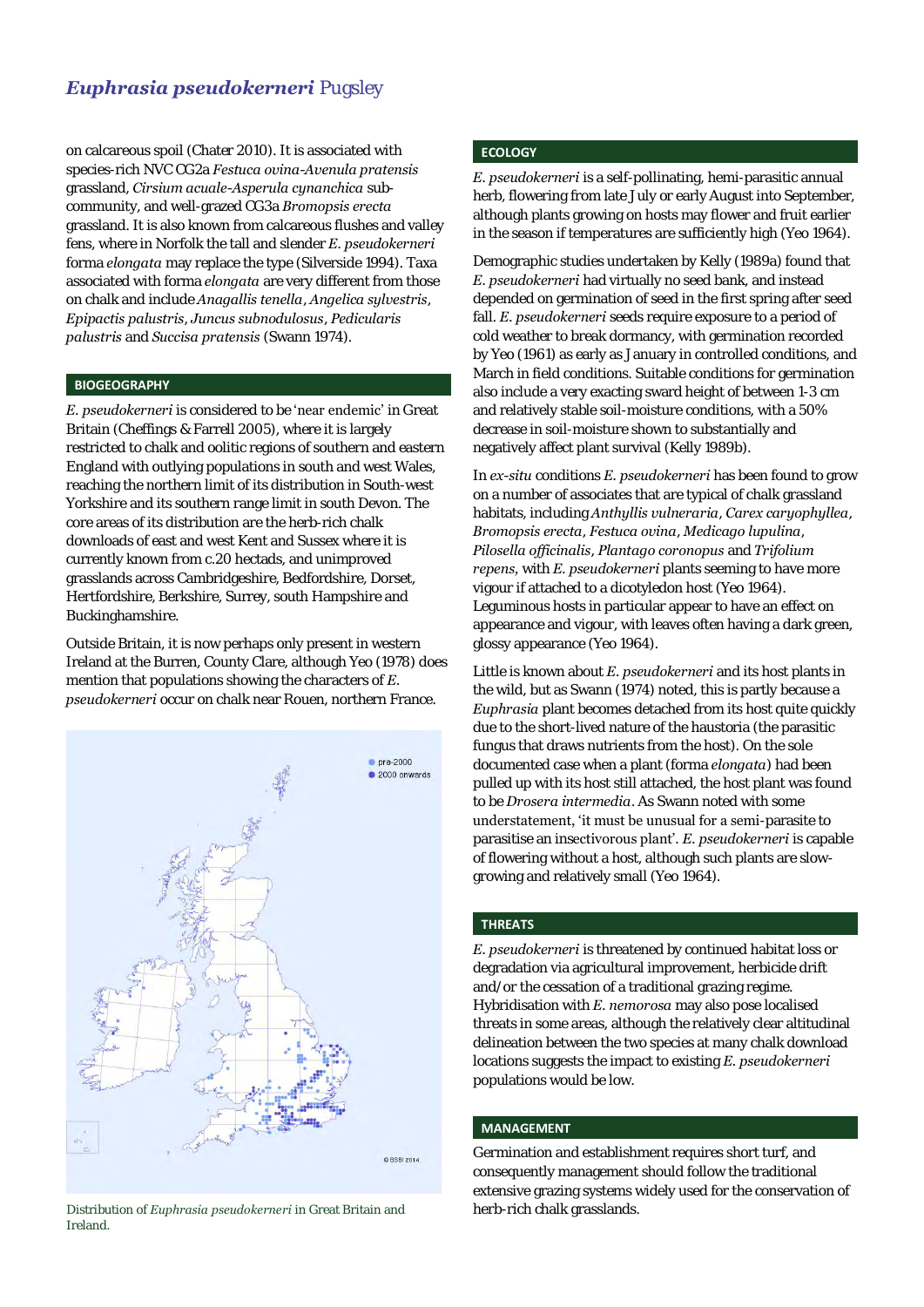on calcareous spoil (Chater 2010). It is associated with species-rich NVC CG2a *Festuca ovina-Avenula pratensis* grassland, *Cirsium acuale-Asperula cynanchica* sub-community, and well-grazed CG3a *Bromopsis erecta* grassland. It is also known from calcareous flushes and valley fens, where in Norfolk the tall and slender *E. pseudokerneri* forma *elongata* may replace the type (Silverside 1994). Taxa associated with forma *elongata* are very different from those on chalk and include *Anagallis tenella*, *Angelica sylvestris*, *Epipactis palustris*, *Juncus subnodulosus*, *Pedicularis palustris* and *Succisa pratensis* (Swann 1974).

## BIOGEOGRAPHY

*E. pseudokerneri* is considered to be 'near endemic' in Great Britain (Cheffings & Farrell 2005), where it is largely restricted to chalk and oolitic regions of southern and eastern England with outlying populations in south and west Wales, reaching the northern limit of its distribution in South-west Yorkshire and its southern range limit in south Devon. The core areas of its distribution are the herb-rich chalk downloads of east and west Kent and Sussex where it is currently known from c.20 hectads, and unimproved grasslands across Cambridgeshire, Bedfordshire, Dorset, Hertfordshire, Berkshire, Surrey, south Hampshire and Buckinghamshire.

Outside Britain, it is now perhaps only present in western Ireland at the Burren, County Clare, although Yeo (1978) does mention that populations showing the characters of *E. pseudokerneri* occur on chalk near Rouen, northern France.

Distribution of *Euphrasia pseudokerneri* in Great Britain and Ireland.

## ECOLOGY

*E. pseudokerneri* is a self-pollinating, hemi-parasitic annual herb, flowering from late July or early August into September, although plants growing on hosts may flower and fruit earlier in the season if temperatures are sufficiently high (Yeo 1964).

Demographic studies undertaken by Kelly (1989a) found that *E. pseudokerneri* had virtually no seed bank, and instead depended on germination of seed in the first spring after seed fall. *E. pseudokerneri* seeds require exposure to a period of cold weather to break dormancy, with germination recorded by Yeo (1961) as early as January in controlled conditions, and March in field conditions. Suitable conditions for germination also include a very exacting sward height of between 1-3 cm and relatively stable soil-moisture conditions, with a 50% decrease in soil-moisture shown to substantially and negatively affect plant survival (Kelly 1989b).

In *ex-situ* conditions *E. pseudokerneri* has been found to grow on a number of associates that are typical of chalk grassland habitats, including *Anthyllis vulneraria*, *Carex caryophyllea*, *Bromopsis erecta*, *Festuca ovina*, *Medicago lupulina*, *Pilosella officinalis*, *Plantago coronopus* and *Trifolium repens*, with *E. pseudokerneri* plants seeming to have more vigour if attached to a dicotyledon host (Yeo 1964). Leguminous hosts in particular appear to have an effect on appearance and vigour, with leaves often having a dark green, glossy appearance (Yeo 1964).

Little is known about *E. pseudokerneri* and its host plants in the wild, but as Swann (1974) noted, this is partly because a *Euphrasia* plant becomes detached from its host quite quickly due to the short-lived nature of the haustoria (the parasitic fungus that draws nutrients from the host). On the sole documented case when a plant (forma *elongata*) had been pulled up with its host still attached, the host plant was found to be *Drosera intermedia*. As Swann noted with some understatement, 'it must be unusual for a semi-parasite to parasitise an insectivorous plant'. *E. pseudokerneri* is capable of flowering without a host, although such plants are slow-growing and relatively small (Yeo 1964).

## THREATS

*E. pseudokerneri* is threatened by continued habitat loss or degradation via agricultural improvement, herbicide drift and/or the cessation of a traditional grazing regime. Hybridisation with *E. nemorosa* may also pose localised threats in some areas, although the relatively clear altitudinal delineation between the two species at many chalk download locations suggests the impact to existing *E. pseudokerneri* populations would be low.

## MANAGEMENT

Germination and establishment requires short turf, and consequently management should follow the traditional extensive grazing systems widely used for the conservation of herb-rich chalk grasslands.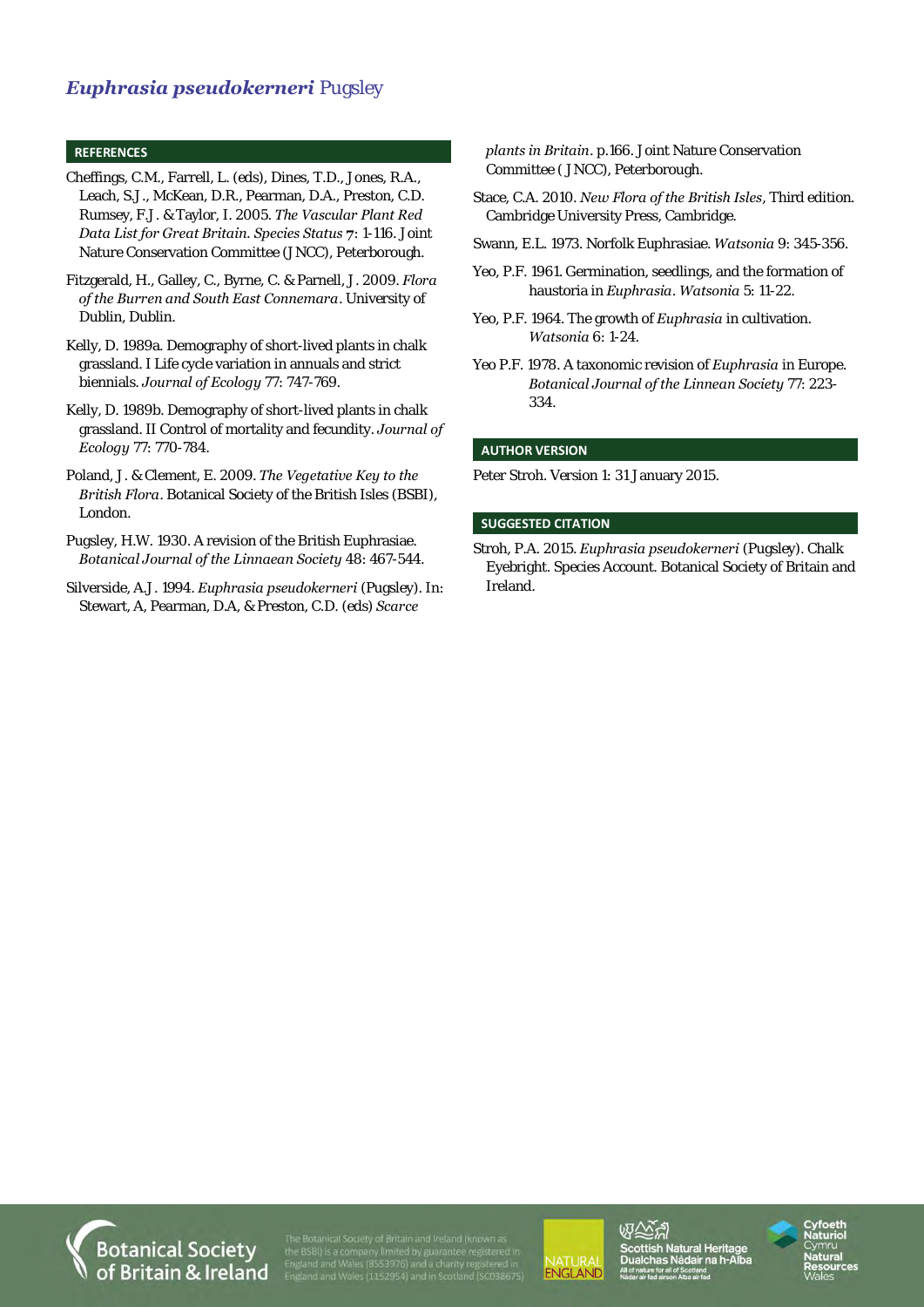# *Euphrasia pseudokerneri* Pugsley

## REFERENCES

Cheffings, C.M., Farrell, L. (eds), Dines, T.D., Jones, R.A., Leach, S.J., McKean, D.R., Pearman, D.A., Preston, C.D. Rumsey, F.J. & Taylor, I. 2005. *The Vascular Plant Red Data List for Great Britain*. *Species Status* 7: 1-116. Joint Nature Conservation Committee (JNCC), Peterborough.

Fitzgerald, H., Galley, C., Byrne, C. & Parnell, J. 2009. *Flora of the Burren and South East Connemara*. University of Dublin, Dublin.

Kelly, D. 1989a. Demography of short-lived plants in chalk grassland. I Life cycle variation in annuals and strict biennials. *Journal of Ecology* 77: 747-769.

Kelly, D. 1989b. Demography of short-lived plants in chalk grassland. II Control of mortality and fecundity. *Journal of Ecology* 77: 770-784.

Poland, J. & Clement, E. 2009. *The Vegetative Key to the British Flora*. Botanical Society of the British Isles (BSBI), London.

Pugsley, H.W. 1930. A revision of the British Euphrasiae. *Botanical Journal of the Linnaean Society* 48: 467-544.

Silverside, A.J. 1994. *Euphrasia pseudokerneri* (Pugsley). In: Stewart, A, Pearman, D.A, & Preston, C.D. (eds) *Scarce plants in Britain*. p.166. Joint Nature Conservation Committee ( JNCC), Peterborough.

Stace, C.A. 2010. *New Flora of the British Isles*, Third edition. Cambridge University Press, Cambridge.

Swann, E.L. 1973. Norfolk Euphrasiae. *Watsonia* 9: 345-356.

Yeo, P.F. 1961. Germination, seedlings, and the formation of haustoria in *Euphrasia*. *Watsonia* 5: 11-22.

Yeo, P.F. 1964. The growth of *Euphrasia* in cultivation. *Watsonia* 6: 1-24.

Yeo P.F. 1978. A taxonomic revision of *Euphrasia* in Europe. *Botanical Journal of the Linnean Society* 77: 223-334.

## AUTHOR VERSION

Peter Stroh. Version 1: 31 January 2015.

## SUGGESTED CITATION

Stroh, P.A. 2015. *Euphrasia pseudokerneri* (Pugsley). Chalk Eyebright. Species Account. Botanical Society of Britain and Ireland.

Botanical Society of Britain & Ireland

The Botanical Society of Britain and Ireland (known as the BSBI) is a company limited by guarantee registered in England and Wales (8553976) and a charity registered in England and Wales (1152954) and in Scotland (SC038675)

NATURAL ENGLAND

Scottish Natural Heritage
Dualchas Nàdair na h-Alba
All of nature for all of Scotland
Nàdar air fad airson Alba air fad

Cyfoeth Naturiol Cymru
Natural Resources Wales